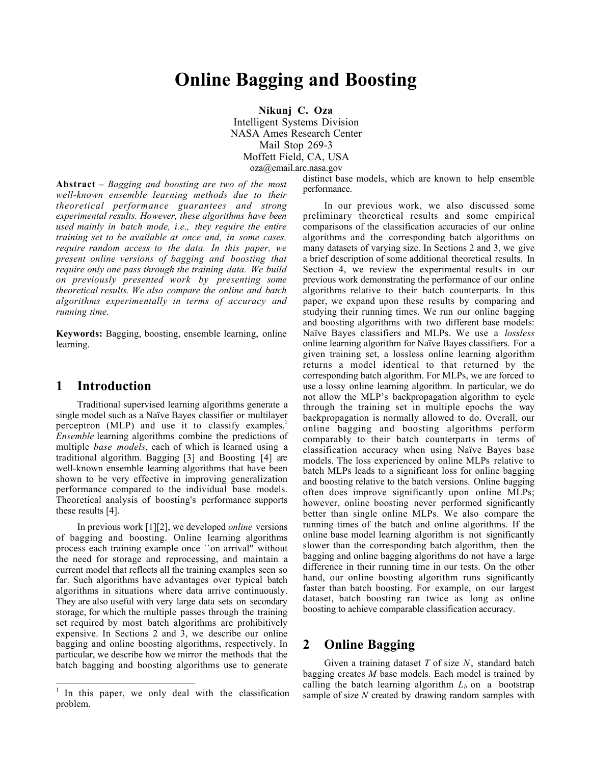# Online Bagging and Boosting

**Nikunj C. Oza**
Intelligent Systems Division
NASA Ames Research Center
Mail Stop 269-3
Moffett Field, CA, USA
oza@email.arc.nasa.gov

**Abstract –** *Bagging and boosting are two of the most well-known ensemble learning methods due to their theoretical performance guarantees and strong experimental results. However, these algorithms have been used mainly in batch mode, i.e., they require the entire training set to be available at once and, in some cases, require random access to the data. In this paper, we present online versions of bagging and boosting that require only one pass through the training data. We build on previously presented work by presenting some theoretical results. We also compare the online and batch algorithms experimentally in terms of accuracy and running time.*

**Keywords:** Bagging, boosting, ensemble learning, online learning.

## 1 Introduction

Traditional supervised learning algorithms generate a single model such as a Naïve Bayes classifier or multilayer perceptron (MLP) and use it to classify examples.[1] *Ensemble* learning algorithms combine the predictions of multiple *base models*, each of which is learned using a traditional algorithm. Bagging [3] and Boosting [4] are well-known ensemble learning algorithms that have been shown to be very effective in improving generalization performance compared to the individual base models. Theoretical analysis of boosting's performance supports these results [4].

In previous work [1][2], we developed *online* versions of bagging and boosting. Online learning algorithms process each training example once ``on arrival'' without the need for storage and reprocessing, and maintain a current model that reflects all the training examples seen so far. Such algorithms have advantages over typical batch algorithms in situations where data arrive continuously. They are also useful with very large data sets on secondary storage, for which the multiple passes through the training set required by most batch algorithms are prohibitively expensive. In Sections 2 and 3, we describe our online bagging and online boosting algorithms, respectively. In particular, we describe how we mirror the methods that the batch bagging and boosting algorithms use to generate distinct base models, which are known to help ensemble performance.

In our previous work, we also discussed some preliminary theoretical results and some empirical comparisons of the classification accuracies of our online algorithms and the corresponding batch algorithms on many datasets of varying size. In Sections 2 and 3, we give a brief description of some additional theoretical results. In Section 4, we review the experimental results in our previous work demonstrating the performance of our online algorithms relative to their batch counterparts. In this paper, we expand upon these results by comparing and studying their running times. We run our online bagging and boosting algorithms with two different base models: Naïve Bayes classifiers and MLPs. We use a *lossless* online learning algorithm for Naïve Bayes classifiers. For a given training set, a lossless online learning algorithm returns a model identical to that returned by the corresponding batch algorithm. For MLPs, we are forced to use a lossy online learning algorithm. In particular, we do not allow the MLP's backpropagation algorithm to cycle through the training set in multiple epochs the way backpropagation is normally allowed to do. Overall, our online bagging and boosting algorithms perform comparably to their batch counterparts in terms of classification accuracy when using Naïve Bayes base models. The loss experienced by online MLPs relative to batch MLPs leads to a significant loss for online bagging and boosting relative to the batch versions. Online bagging often does improve significantly upon online MLPs; however, online boosting never performed significantly better than single online MLPs. We also compare the running times of the batch and online algorithms. If the online base model learning algorithm is not significantly slower than the corresponding batch algorithm, then the bagging and online bagging algorithms do not have a large difference in their running time in our tests. On the other hand, our online boosting algorithm runs significantly faster than batch boosting. For example, on our largest dataset, batch boosting ran twice as long as online boosting to achieve comparable classification accuracy.

## 2 Online Bagging

Given a training dataset $T$ of size $N$, standard batch bagging creates $M$ base models. Each model is trained by calling the batch learning algorithm $L_b$ on a bootstrap sample of size $N$ created by drawing random samples with

[1] In this paper, we only deal with the classification problem.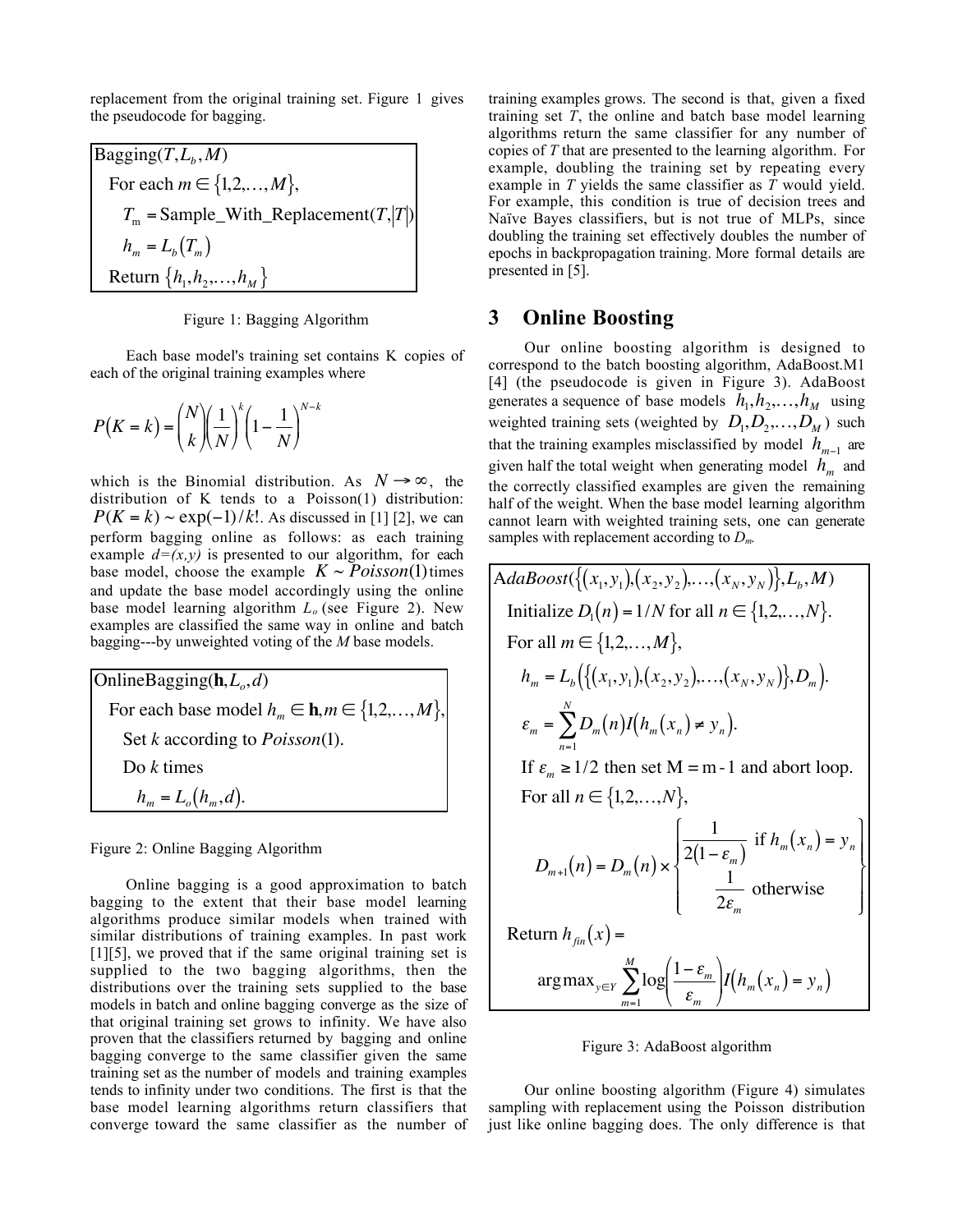replacement from the original training set. Figure 1 gives the pseudocode for bagging.

```
Bagging(T, L_b, M)
  For each m ∈ {1,2,...,M},
    T_m = Sample_With_Replacement(T, |T|)
    h_m = L_b(T_m)
  Return {h_1, h_2, ..., h_M}
```

Figure 1: Bagging Algorithm

Each base model's training set contains K copies of each of the original training examples where

$$P(K = k) = \binom{N}{k}\left(\frac{1}{N}\right)^k\left(1-\frac{1}{N}\right)^{N-k}$$

which is the Binomial distribution. As $N \to \infty$, the distribution of K tends to a Poisson(1) distribution: $P(K = k) \sim \exp(-1)/k!$. As discussed in [1] [2], we can perform bagging online as follows: as each training example $d=(x,y)$ is presented to our algorithm, for each base model, choose the example $K \sim Poisson(1)$ times and update the base model accordingly using the online base model learning algorithm $L_o$ (see Figure 2). New examples are classified the same way in online and batch bagging---by unweighted voting of the $M$ base models.

```
OnlineBagging(h, L_o, d)
  For each base model h_m ∈ h, m ∈ {1,2,...,M},
    Set k according to Poisson(1).
    Do k times
      h_m = L_o(h_m, d).
```

Figure 2: Online Bagging Algorithm

Online bagging is a good approximation to batch bagging to the extent that their base model learning algorithms produce similar models when trained with similar distributions of training examples. In past work [1][5], we proved that if the same original training set is supplied to the two bagging algorithms, then the distributions over the training sets supplied to the base models in batch and online bagging converge as the size of that original training set grows to infinity. We have also proven that the classifiers returned by bagging and online bagging converge to the same classifier given the same training set as the number of models and training examples tends to infinity under two conditions. The first is that the base model learning algorithms return classifiers that converge toward the same classifier as the number of training examples grows. The second is that, given a fixed training set $T$, the online and batch base model learning algorithms return the same classifier for any number of copies of $T$ that are presented to the learning algorithm. For example, doubling the training set by repeating every example in $T$ yields the same classifier as $T$ would yield. For example, this condition is true of decision trees and Naïve Bayes classifiers, but is not true of MLPs, since doubling the training set effectively doubles the number of epochs in backpropagation training. More formal details are presented in [5].

## 3 Online Boosting

Our online boosting algorithm is designed to correspond to the batch boosting algorithm, AdaBoost.M1 [4] (the pseudocode is given in Figure 3). AdaBoost generates a sequence of base models $h_1, h_2, \ldots, h_M$ using weighted training sets (weighted by $D_1, D_2, \ldots, D_M$) such that the training examples misclassified by model $h_{m-1}$ are given half the total weight when generating model $h_m$ and the correctly classified examples are given the remaining half of the weight. When the base model learning algorithm cannot learn with weighted training sets, one can generate samples with replacement according to $D_m$.

$AdaBoost(\{(x_1,y_1),(x_2,y_2),\ldots,(x_N,y_N)\}, L_b, M)$

Initialize $D_1(n) = 1/N$ for all $n \in \{1,2,\ldots,N\}$.

For all $m \in \{1,2,\ldots,M\}$,

$h_m = L_b(\{(x_1,y_1),(x_2,y_2),\ldots,(x_N,y_N)\}, D_m)$.

$\varepsilon_m = \sum_{n=1}^{N} D_m(n) I(h_m(x_n) \neq y_n)$.

If $\varepsilon_m \geq 1/2$ then set M = m - 1 and abort loop.

For all $n \in \{1,2,\ldots,N\}$,

$$D_{m+1}(n) = D_m(n) \times \begin{cases} \frac{1}{2(1-\varepsilon_m)} & \text{if } h_m(x_n) = y_n \\ \frac{1}{2\varepsilon_m} & \text{otherwise} \end{cases}$$

Return $h_{fin}(x) =$

$$\arg\max_{y \in Y} \sum_{m=1}^{M} \log\left(\frac{1-\varepsilon_m}{\varepsilon_m}\right) I(h_m(x_n) = y_n)$$

Figure 3: AdaBoost algorithm

Our online boosting algorithm (Figure 4) simulates sampling with replacement using the Poisson distribution just like online bagging does. The only difference is that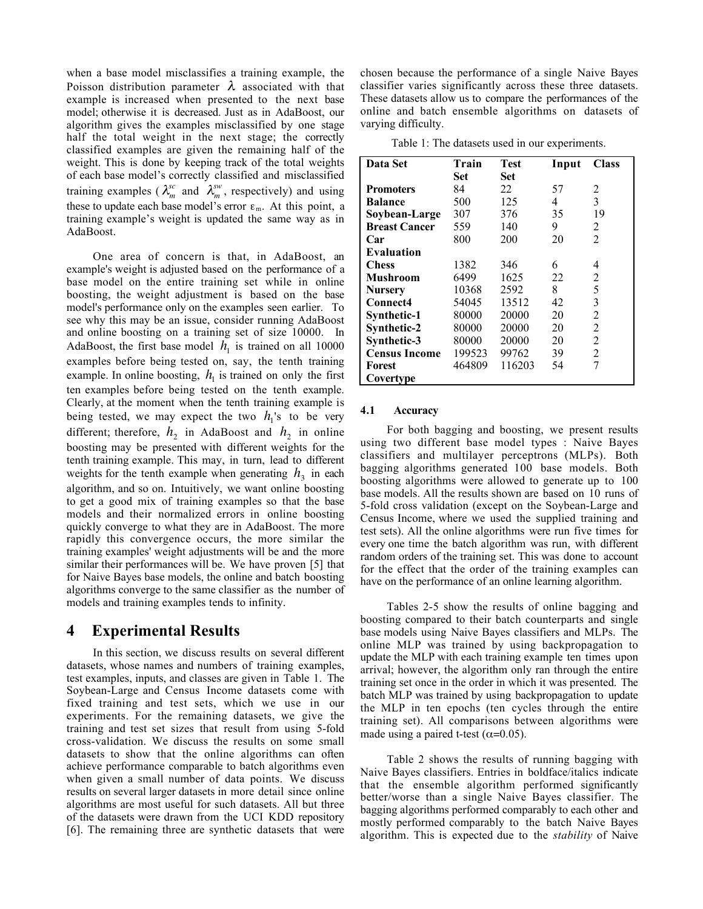when a base model misclassifies a training example, the Poisson distribution parameter $\lambda$ associated with that example is increased when presented to the next base model; otherwise it is decreased. Just as in AdaBoost, our algorithm gives the examples misclassified by one stage half the total weight in the next stage; the correctly classified examples are given the remaining half of the weight. This is done by keeping track of the total weights of each base model's correctly classified and misclassified training examples ($\lambda_m^{sc}$ and $\lambda_m^{sw}$, respectively) and using these to update each base model's error $\varepsilon_m$. At this point, a training example's weight is updated the same way as in AdaBoost.

One area of concern is that, in AdaBoost, an example's weight is adjusted based on the performance of a base model on the entire training set while in online boosting, the weight adjustment is based on the base model's performance only on the examples seen earlier. To see why this may be an issue, consider running AdaBoost and online boosting on a training set of size 10000. In AdaBoost, the first base model $h_1$ is trained on all 10000 examples before being tested on, say, the tenth training example. In online boosting, $h_1$ is trained on only the first ten examples before being tested on the tenth example. Clearly, at the moment when the tenth training example is being tested, we may expect the two $h_1$'s to be very different; therefore, $h_2$ in AdaBoost and $h_2$ in online boosting may be presented with different weights for the tenth training example. This may, in turn, lead to different weights for the tenth example when generating $h_3$ in each algorithm, and so on. Intuitively, we want online boosting to get a good mix of training examples so that the base models and their normalized errors in online boosting quickly converge to what they are in AdaBoost. The more rapidly this convergence occurs, the more similar the training examples' weight adjustments will be and the more similar their performances will be. We have proven [5] that for Naive Bayes base models, the online and batch boosting algorithms converge to the same classifier as the number of models and training examples tends to infinity.

# 4 Experimental Results

In this section, we discuss results on several different datasets, whose names and numbers of training examples, test examples, inputs, and classes are given in Table 1. The Soybean-Large and Census Income datasets come with fixed training and test sets, which we use in our experiments. For the remaining datasets, we give the training and test set sizes that result from using 5-fold cross-validation. We discuss the results on some small datasets to show that the online algorithms can often achieve performance comparable to batch algorithms even when given a small number of data points. We discuss results on several larger datasets in more detail since online algorithms are most useful for such datasets. All but three of the datasets were drawn from the UCI KDD repository [6]. The remaining three are synthetic datasets that were chosen because the performance of a single Naive Bayes classifier varies significantly across these three datasets. These datasets allow us to compare the performances of the online and batch ensemble algorithms on datasets of varying difficulty.

Table 1: The datasets used in our experiments.

| Data Set | Train Set | Test Set | Input | Class |
|---|---|---|---|---|
| **Promoters** | 84 | 22 | 57 | 2 |
| **Balance** | 500 | 125 | 4 | 3 |
| **Soybean-Large** | 307 | 376 | 35 | 19 |
| **Breast Cancer** | 559 | 140 | 9 | 2 |
| **Car Evaluation** | 800 | 200 | 20 | 2 |
| **Chess** | 1382 | 346 | 6 | 4 |
| **Mushroom** | 6499 | 1625 | 22 | 2 |
| **Nursery** | 10368 | 2592 | 8 | 5 |
| **Connect4** | 54045 | 13512 | 42 | 3 |
| **Synthetic-1** | 80000 | 20000 | 20 | 2 |
| **Synthetic-2** | 80000 | 20000 | 20 | 2 |
| **Synthetic-3** | 80000 | 20000 | 20 | 2 |
| **Census Income** | 199523 | 99762 | 39 | 2 |
| **Forest Covertype** | 464809 | 116203 | 54 | 7 |

### 4.1 Accuracy

For both bagging and boosting, we present results using two different base model types : Naive Bayes classifiers and multilayer perceptrons (MLPs). Both bagging algorithms generated 100 base models. Both boosting algorithms were allowed to generate up to 100 base models. All the results shown are based on 10 runs of 5-fold cross validation (except on the Soybean-Large and Census Income, where we used the supplied training and test sets). All the online algorithms were run five times for every one time the batch algorithm was run, with different random orders of the training set. This was done to account for the effect that the order of the training examples can have on the performance of an online learning algorithm.

Tables 2-5 show the results of online bagging and boosting compared to their batch counterparts and single base models using Naive Bayes classifiers and MLPs. The online MLP was trained by using backpropagation to update the MLP with each training example ten times upon arrival; however, the algorithm only ran through the entire training set once in the order in which it was presented. The batch MLP was trained by using backpropagation to update the MLP in ten epochs (ten cycles through the entire training set). All comparisons between algorithms were made using a paired t-test ($\alpha$=0.05).

Table 2 shows the results of running bagging with Naive Bayes classifiers. Entries in boldface/italics indicate that the ensemble algorithm performed significantly better/worse than a single Naive Bayes classifier. The bagging algorithms performed comparably to each other and mostly performed comparably to the batch Naive Bayes algorithm. This is expected due to the *stability* of Naive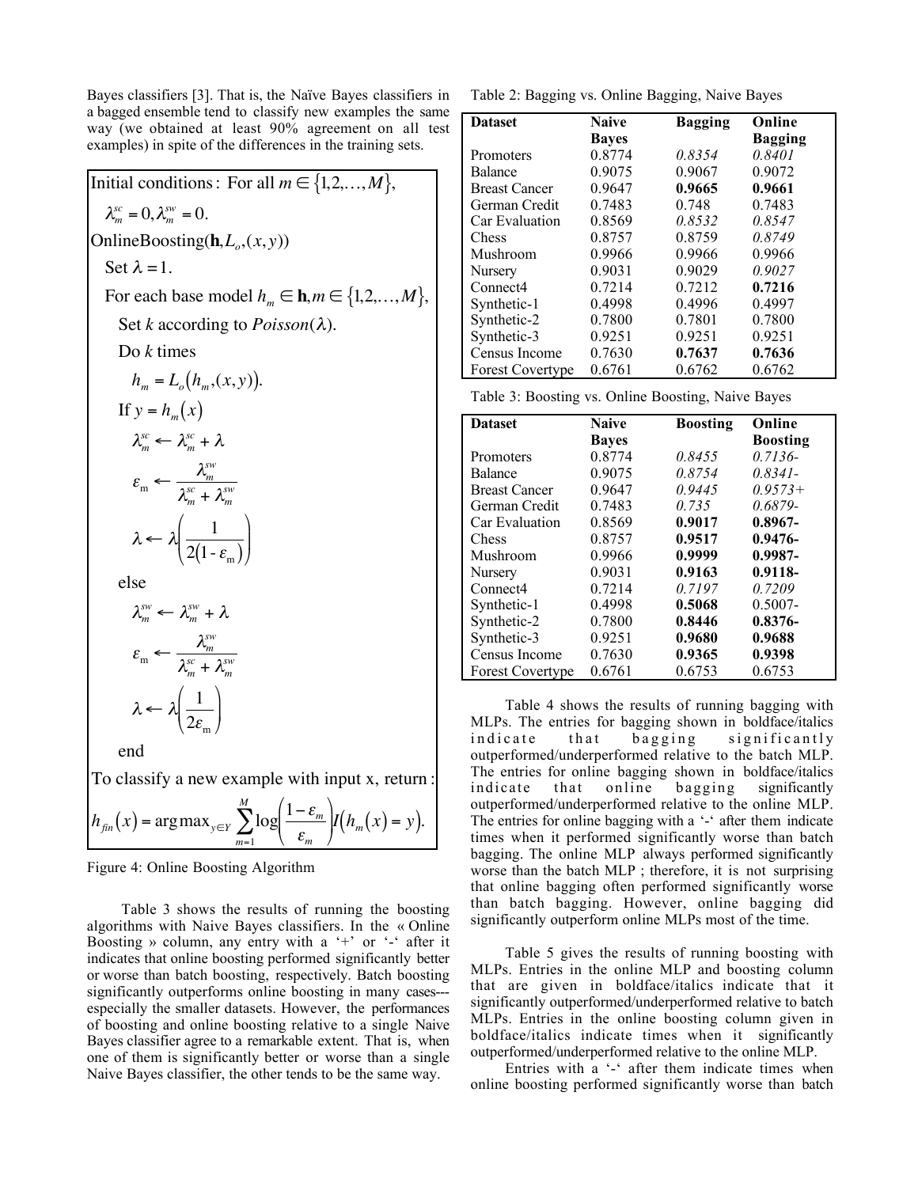Bayes classifiers [3]. That is, the Naïve Bayes classifiers in a bagged ensemble tend to classify new examples the same way (we obtained at least 90% agreement on all test examples) in spite of the differences in the training sets.

Initial conditions: For all $m \in \{1,2,\ldots,M\}$,

$\lambda_m^{sc} = 0, \lambda_m^{sw} = 0.$

OnlineBoosting($\mathbf{h}, L_o, (x,y)$)

Set $\lambda = 1$.

For each base model $h_m \in \mathbf{h}, m \in \{1,2,\ldots,M\}$,

Set $k$ according to $Poisson(\lambda)$.

Do $k$ times

$$h_m = L_o(h_m, (x,y)).$$

If $y = h_m(x)$

$$\lambda_m^{sc} \leftarrow \lambda_m^{sc} + \lambda$$

$$\varepsilon_m \leftarrow \frac{\lambda_m^{sw}}{\lambda_m^{sc} + \lambda_m^{sw}}$$

$$\lambda \leftarrow \lambda \left( \frac{1}{2(1 - \varepsilon_m)} \right)$$

else

$$\lambda_m^{sw} \leftarrow \lambda_m^{sw} + \lambda$$

$$\varepsilon_m \leftarrow \frac{\lambda_m^{sw}}{\lambda_m^{sc} + \lambda_m^{sw}}$$

$$\lambda \leftarrow \lambda \left( \frac{1}{2\varepsilon_m} \right)$$

end

To classify a new example with input x, return:

$$h_{fin}(x) = \arg\max_{y \in Y} \sum_{m=1}^{M} \log\left( \frac{1 - \varepsilon_m}{\varepsilon_m} \right) I(h_m(x) = y).$$

Figure 4: Online Boosting Algorithm

Table 3 shows the results of running the boosting algorithms with Naive Bayes classifiers. In the « Online Boosting » column, any entry with a '+' or '-' after it indicates that online boosting performed significantly better or worse than batch boosting, respectively. Batch boosting significantly outperforms online boosting in many cases---especially the smaller datasets. However, the performances of boosting and online boosting relative to a single Naive Bayes classifier agree to a remarkable extent. That is, when one of them is significantly better or worse than a single Naive Bayes classifier, the other tends to be the same way.

Table 2: Bagging vs. Online Bagging, Naive Bayes

| Dataset | Naive Bayes | Bagging | Online Bagging |
|---|---|---|---|
| Promoters | 0.8774 | *0.8354* | *0.8401* |
| Balance | 0.9075 | 0.9067 | 0.9072 |
| Breast Cancer | 0.9647 | **0.9665** | **0.9661** |
| German Credit | 0.7483 | 0.748 | 0.7483 |
| Car Evaluation | 0.8569 | *0.8532* | *0.8547* |
| Chess | 0.8757 | 0.8759 | *0.8749* |
| Mushroom | 0.9966 | 0.9966 | 0.9966 |
| Nursery | 0.9031 | 0.9029 | *0.9027* |
| Connect4 | 0.7214 | 0.7212 | **0.7216** |
| Synthetic-1 | 0.4998 | 0.4996 | 0.4997 |
| Synthetic-2 | 0.7800 | 0.7801 | 0.7800 |
| Synthetic-3 | 0.9251 | 0.9251 | 0.9251 |
| Census Income | 0.7630 | **0.7637** | **0.7636** |
| Forest Covertype | 0.6761 | 0.6762 | 0.6762 |

Table 3: Boosting vs. Online Boosting, Naive Bayes

| Dataset | Naive Bayes | Boosting | Online Boosting |
|---|---|---|---|
| Promoters | 0.8774 | *0.8455* | *0.7136-* |
| Balance | 0.9075 | *0.8754* | *0.8341-* |
| Breast Cancer | 0.9647 | *0.9445* | *0.9573+* |
| German Credit | 0.7483 | *0.735* | *0.6879-* |
| Car Evaluation | 0.8569 | **0.9017** | **0.8967-** |
| Chess | 0.8757 | **0.9517** | **0.9476-** |
| Mushroom | 0.9966 | **0.9999** | **0.9987-** |
| Nursery | 0.9031 | **0.9163** | **0.9118-** |
| Connect4 | 0.7214 | *0.7197* | *0.7209* |
| Synthetic-1 | 0.4998 | **0.5068** | 0.5007- |
| Synthetic-2 | 0.7800 | **0.8446** | **0.8376-** |
| Synthetic-3 | 0.9251 | **0.9680** | **0.9688** |
| Census Income | 0.7630 | **0.9365** | **0.9398** |
| Forest Covertype | 0.6761 | 0.6753 | 0.6753 |

Table 4 shows the results of running bagging with MLPs. The entries for bagging shown in boldface/italics indicate that bagging significantly outperformed/underperformed relative to the batch MLP. The entries for online bagging shown in boldface/italics indicate that online bagging significantly outperformed/underperformed relative to the online MLP. The entries for online bagging with a '-' after them indicate times when it performed significantly worse than batch bagging. The online MLP always performed significantly worse than the batch MLP ; therefore, it is not surprising that online bagging often performed significantly worse than batch bagging. However, online bagging did significantly outperform online MLPs most of the time.

Table 5 gives the results of running boosting with MLPs. Entries in the online MLP and boosting column that are given in boldface/italics indicate that it significantly outperformed/underperformed relative to batch MLPs. Entries in the online boosting column given in boldface/italics indicate times when it significantly outperformed/underperformed relative to the online MLP.

Entries with a '-' after them indicate times when online boosting performed significantly worse than batch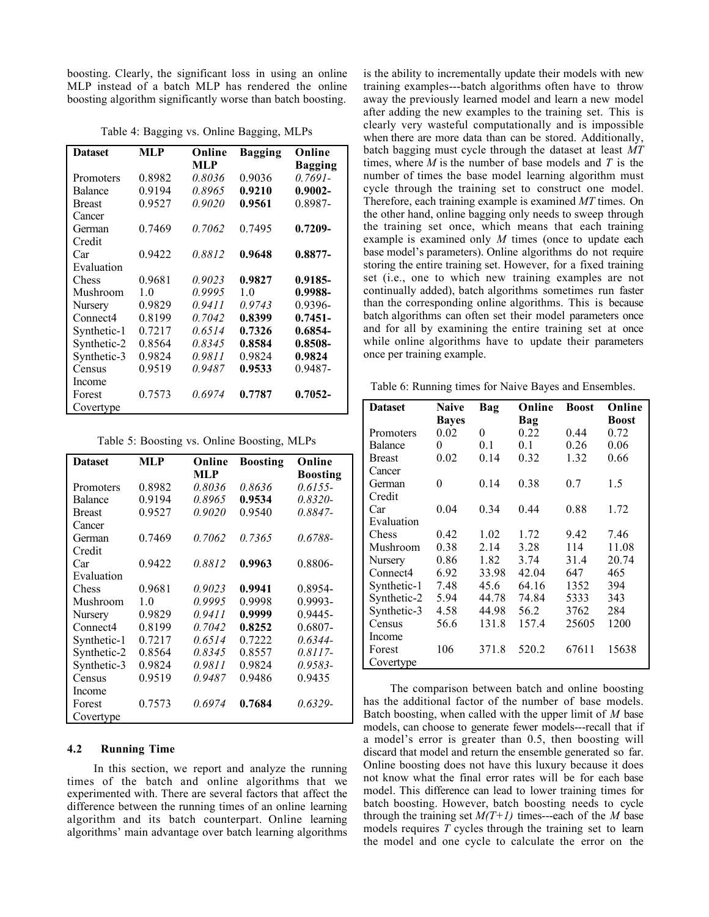boosting. Clearly, the significant loss in using an online MLP instead of a batch MLP has rendered the online boosting algorithm significantly worse than batch boosting.

Table 4: Bagging vs. Online Bagging, MLPs

| Dataset | MLP | Online MLP | Bagging | Online Bagging |
|---|---|---|---|---|
| Promoters | 0.8982 | *0.8036* | 0.9036 | *0.7691-* |
| Balance | 0.9194 | *0.8965* | **0.9210** | **0.9002-** |
| Breast Cancer | 0.9527 | *0.9020* | **0.9561** | 0.8987- |
| German Credit | 0.7469 | *0.7062* | 0.7495 | **0.7209-** |
| Car Evaluation | 0.9422 | *0.8812* | **0.9648** | **0.8877-** |
| Chess | 0.9681 | *0.9023* | **0.9827** | **0.9185-** |
| Mushroom | 1.0 | *0.9995* | 1.0 | **0.9988-** |
| Nursery | 0.9829 | *0.9411* | *0.9743* | 0.9396- |
| Connect4 | 0.8199 | *0.7042* | **0.8399** | **0.7451-** |
| Synthetic-1 | 0.7217 | *0.6514* | **0.7326** | **0.6854-** |
| Synthetic-2 | 0.8564 | *0.8345* | **0.8584** | **0.8508-** |
| Synthetic-3 | 0.9824 | *0.9811* | 0.9824 | **0.9824** |
| Census Income | 0.9519 | *0.9487* | **0.9533** | 0.9487- |
| Forest Covertype | 0.7573 | *0.6974* | **0.7787** | **0.7052-** |

Table 5: Boosting vs. Online Boosting, MLPs

| Dataset | MLP | Online MLP | Boosting | Online Boosting |
|---|---|---|---|---|
| Promoters | 0.8982 | *0.8036* | *0.8636* | *0.6155-* |
| Balance | 0.9194 | *0.8965* | **0.9534** | *0.8320-* |
| Breast Cancer | 0.9527 | *0.9020* | 0.9540 | *0.8847-* |
| German Credit | 0.7469 | *0.7062* | *0.7365* | *0.6788-* |
| Car Evaluation | 0.9422 | *0.8812* | **0.9963** | 0.8806- |
| Chess | 0.9681 | *0.9023* | **0.9941** | 0.8954- |
| Mushroom | 1.0 | *0.9995* | 0.9998 | 0.9993- |
| Nursery | 0.9829 | *0.9411* | **0.9999** | 0.9445- |
| Connect4 | 0.8199 | *0.7042* | **0.8252** | 0.6807- |
| Synthetic-1 | 0.7217 | *0.6514* | 0.7222 | *0.6344-* |
| Synthetic-2 | 0.8564 | *0.8345* | 0.8557 | *0.8117-* |
| Synthetic-3 | 0.9824 | *0.9811* | 0.9824 | *0.9583-* |
| Census Income | 0.9519 | *0.9487* | 0.9486 | 0.9435 |
| Forest Covertype | 0.7573 | *0.6974* | **0.7684** | *0.6329-* |

### 4.2 Running Time

In this section, we report and analyze the running times of the batch and online algorithms that we experimented with. There are several factors that affect the difference between the running times of an online learning algorithm and its batch counterpart. Online learning algorithms' main advantage over batch learning algorithms is the ability to incrementally update their models with new training examples---batch algorithms often have to throw away the previously learned model and learn a new model after adding the new examples to the training set. This is clearly very wasteful computationally and is impossible when there are more data than can be stored. Additionally, batch bagging must cycle through the dataset at least $MT$ times, where $M$ is the number of base models and $T$ is the number of times the base model learning algorithm must cycle through the training set to construct one model. Therefore, each training example is examined $MT$ times. On the other hand, online bagging only needs to sweep through the training set once, which means that each training example is examined only $M$ times (once to update each base model's parameters). Online algorithms do not require storing the entire training set. However, for a fixed training set (i.e., one to which new training examples are not continually added), batch algorithms sometimes run faster than the corresponding online algorithms. This is because batch algorithms can often set their model parameters once and for all by examining the entire training set at once while online algorithms have to update their parameters once per training example.

Table 6: Running times for Naive Bayes and Ensembles.

| Dataset | Naive Bayes | Bag | Online Bag | Boost | Online Boost |
|---|---|---|---|---|---|
| Promoters | 0.02 | 0 | 0.22 | 0.44 | 0.72 |
| Balance | 0 | 0.1 | 0.1 | 0.26 | 0.06 |
| Breast Cancer | 0.02 | 0.14 | 0.32 | 1.32 | 0.66 |
| German Credit | 0 | 0.14 | 0.38 | 0.7 | 1.5 |
| Car Evaluation | 0.04 | 0.34 | 0.44 | 0.88 | 1.72 |
| Chess | 0.42 | 1.02 | 1.72 | 9.42 | 7.46 |
| Mushroom | 0.38 | 2.14 | 3.28 | 114 | 11.08 |
| Nursery | 0.86 | 1.82 | 3.74 | 31.4 | 20.74 |
| Connect4 | 6.92 | 33.98 | 42.04 | 647 | 465 |
| Synthetic-1 | 7.48 | 45.6 | 64.16 | 1352 | 394 |
| Synthetic-2 | 5.94 | 44.78 | 74.84 | 5333 | 343 |
| Synthetic-3 | 4.58 | 44.98 | 56.2 | 3762 | 284 |
| Census Income | 56.6 | 131.8 | 157.4 | 25605 | 1200 |
| Forest Covertype | 106 | 371.8 | 520.2 | 67611 | 15638 |

The comparison between batch and online boosting has the additional factor of the number of base models. Batch boosting, when called with the upper limit of $M$ base models, can choose to generate fewer models---recall that if a model's error is greater than 0.5, then boosting will discard that model and return the ensemble generated so far. Online boosting does not have this luxury because it does not know what the final error rates will be for each base model. This difference can lead to lower training times for batch boosting. However, batch boosting needs to cycle through the training set $M(T+1)$ times---each of the $M$ base models requires $T$ cycles through the training set to learn the model and one cycle to calculate the error on the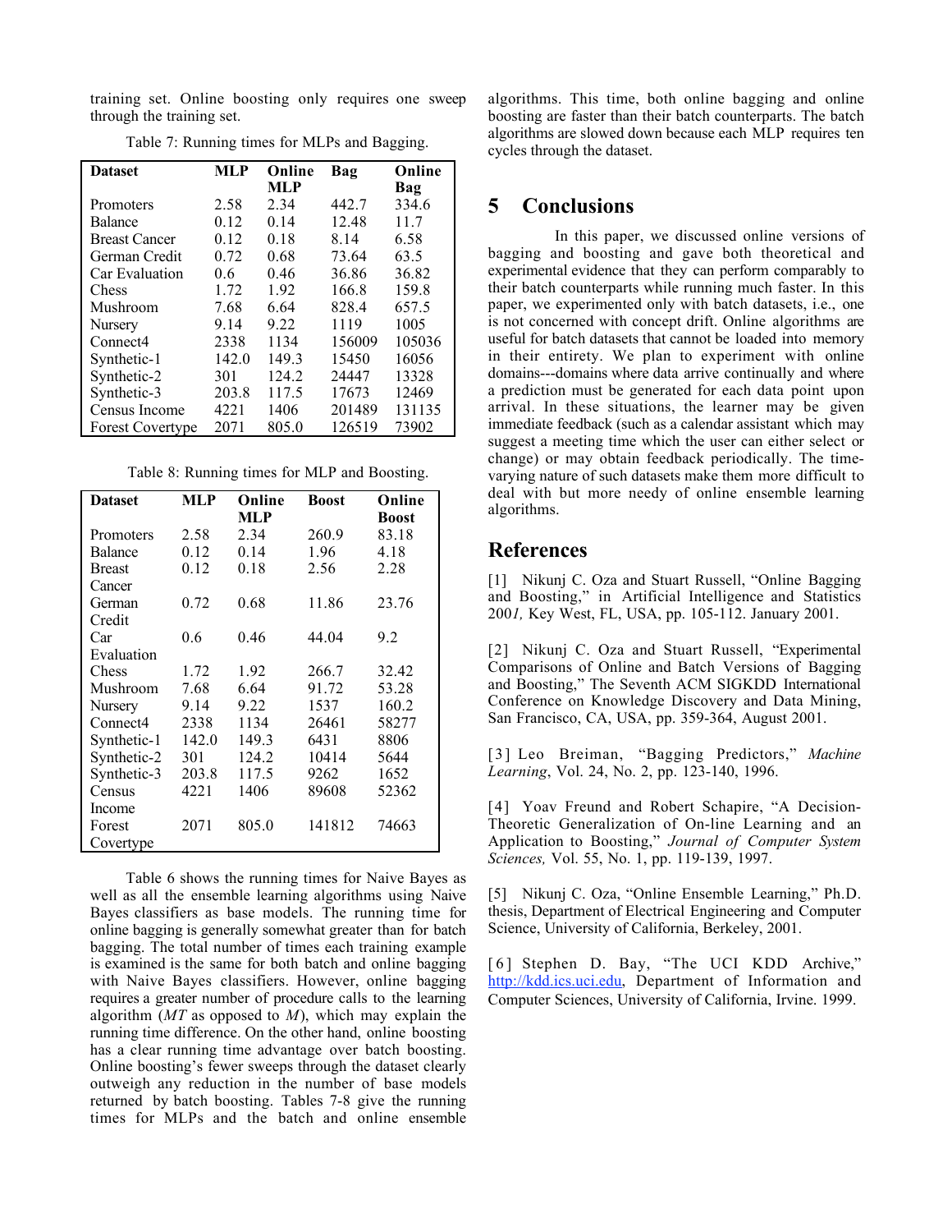training set. Online boosting only requires one sweep through the training set.

Table 7: Running times for MLPs and Bagging.

| Dataset | MLP | Online MLP | Bag | Online Bag |
|---|---|---|---|---|
| Promoters | 2.58 | 2.34 | 442.7 | 334.6 |
| Balance | 0.12 | 0.14 | 12.48 | 11.7 |
| Breast Cancer | 0.12 | 0.18 | 8.14 | 6.58 |
| German Credit | 0.72 | 0.68 | 73.64 | 63.5 |
| Car Evaluation | 0.6 | 0.46 | 36.86 | 36.82 |
| Chess | 1.72 | 1.92 | 166.8 | 159.8 |
| Mushroom | 7.68 | 6.64 | 828.4 | 657.5 |
| Nursery | 9.14 | 9.22 | 1119 | 1005 |
| Connect4 | 2338 | 1134 | 156009 | 105036 |
| Synthetic-1 | 142.0 | 149.3 | 15450 | 16056 |
| Synthetic-2 | 301 | 124.2 | 24447 | 13328 |
| Synthetic-3 | 203.8 | 117.5 | 17673 | 12469 |
| Census Income | 4221 | 1406 | 201489 | 131135 |
| Forest Covertype | 2071 | 805.0 | 126519 | 73902 |

Table 8: Running times for MLP and Boosting.

| Dataset | MLP | Online MLP | Boost | Online Boost |
|---|---|---|---|---|
| Promoters | 2.58 | 2.34 | 260.9 | 83.18 |
| Balance | 0.12 | 0.14 | 1.96 | 4.18 |
| Breast Cancer | 0.12 | 0.18 | 2.56 | 2.28 |
| German Credit | 0.72 | 0.68 | 11.86 | 23.76 |
| Car Evaluation | 0.6 | 0.46 | 44.04 | 9.2 |
| Chess | 1.72 | 1.92 | 266.7 | 32.42 |
| Mushroom | 7.68 | 6.64 | 91.72 | 53.28 |
| Nursery | 9.14 | 9.22 | 1537 | 160.2 |
| Connect4 | 2338 | 1134 | 26461 | 58277 |
| Synthetic-1 | 142.0 | 149.3 | 6431 | 8806 |
| Synthetic-2 | 301 | 124.2 | 10414 | 5644 |
| Synthetic-3 | 203.8 | 117.5 | 9262 | 1652 |
| Census Income | 4221 | 1406 | 89608 | 52362 |
| Forest Covertype | 2071 | 805.0 | 141812 | 74663 |

Table 6 shows the running times for Naive Bayes as well as all the ensemble learning algorithms using Naive Bayes classifiers as base models. The running time for online bagging is generally somewhat greater than for batch bagging. The total number of times each training example is examined is the same for both batch and online bagging with Naive Bayes classifiers. However, online bagging requires a greater number of procedure calls to the learning algorithm ($MT$ as opposed to $M$), which may explain the running time difference. On the other hand, online boosting has a clear running time advantage over batch boosting. Online boosting's fewer sweeps through the dataset clearly outweigh any reduction in the number of base models returned by batch boosting. Tables 7-8 give the running times for MLPs and the batch and online ensemble algorithms. This time, both online bagging and online boosting are faster than their batch counterparts. The batch algorithms are slowed down because each MLP requires ten cycles through the dataset.

## 5 Conclusions

In this paper, we discussed online versions of bagging and boosting and gave both theoretical and experimental evidence that they can perform comparably to their batch counterparts while running much faster. In this paper, we experimented only with batch datasets, i.e., one is not concerned with concept drift. Online algorithms are useful for batch datasets that cannot be loaded into memory in their entirety. We plan to experiment with online domains---domains where data arrive continually and where a prediction must be generated for each data point upon arrival. In these situations, the learner may be given immediate feedback (such as a calendar assistant which may suggest a meeting time which the user can either select or change) or may obtain feedback periodically. The time-varying nature of such datasets make them more difficult to deal with but more needy of online ensemble learning algorithms.

## References

[1] Nikunj C. Oza and Stuart Russell, "Online Bagging and Boosting," in Artificial Intelligence and Statistics 200*1,* Key West, FL, USA, pp. 105-112. January 2001.

[2] Nikunj C. Oza and Stuart Russell, "Experimental Comparisons of Online and Batch Versions of Bagging and Boosting," The Seventh ACM SIGKDD International Conference on Knowledge Discovery and Data Mining, San Francisco, CA, USA, pp. 359-364, August 2001.

[3] Leo Breiman, "Bagging Predictors," *Machine Learning*, Vol. 24, No. 2, pp. 123-140, 1996.

[4] Yoav Freund and Robert Schapire, "A Decision-Theoretic Generalization of On-line Learning and an Application to Boosting," *Journal of Computer System Sciences,* Vol. 55, No. 1, pp. 119-139, 1997.

[5] Nikunj C. Oza, "Online Ensemble Learning," Ph.D. thesis, Department of Electrical Engineering and Computer Science, University of California, Berkeley, 2001.

[6] Stephen D. Bay, "The UCI KDD Archive," http://kdd.ics.uci.edu, Department of Information and Computer Sciences, University of California, Irvine. 1999.